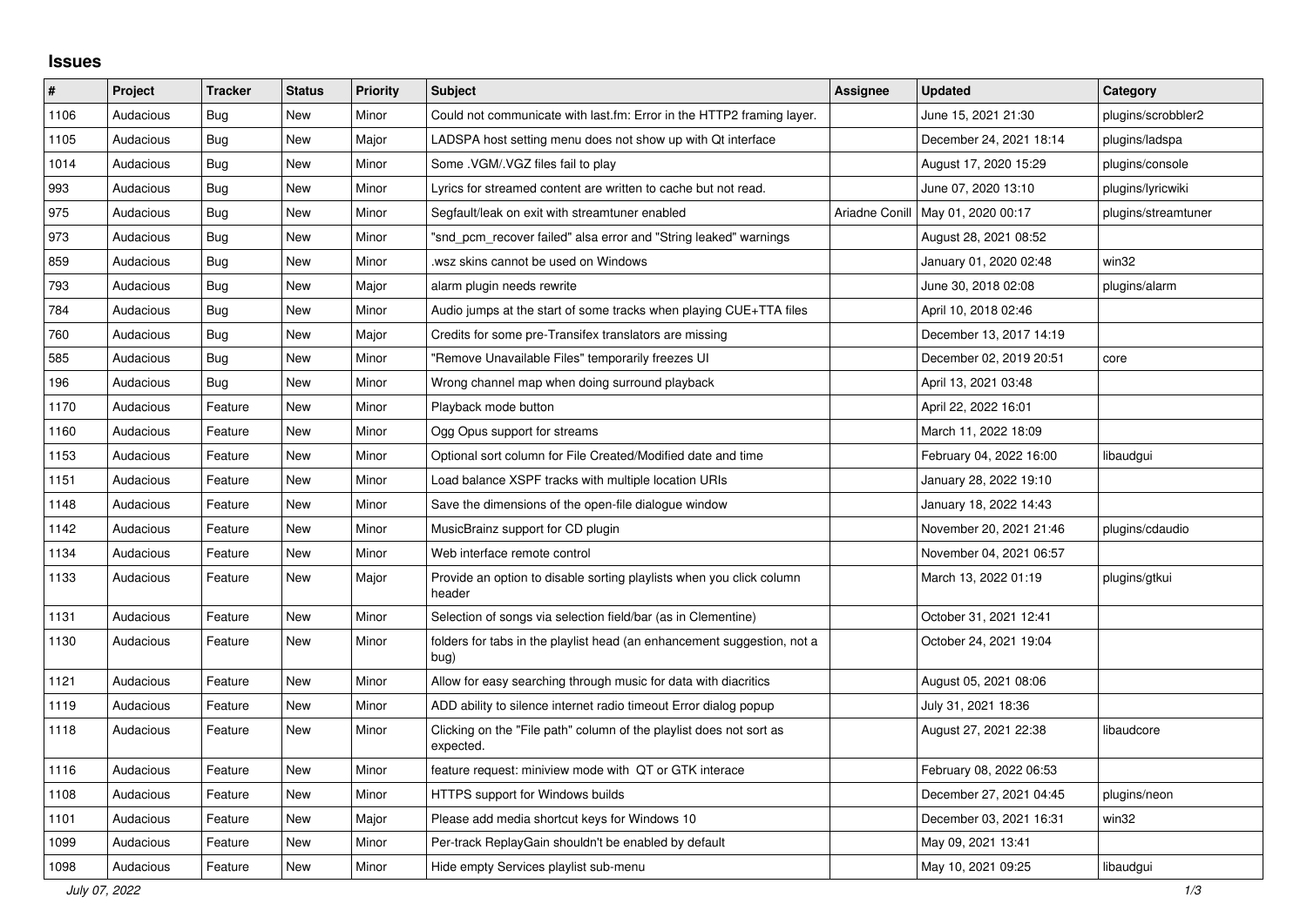## Issues

| # | Project | Tracker | Status | Priority | Subject | Assignee | Updated | Category |
|---|---|---|---|---|---|---|---|---|
| 1106 | Audacious | Bug | New | Minor | Could not communicate with last.fm: Error in the HTTP2 framing layer. | | June 15, 2021 21:30 | plugins/scrobbler2 |
| 1105 | Audacious | Bug | New | Major | LADSPA host setting menu does not show up with Qt interface | | December 24, 2021 18:14 | plugins/ladspa |
| 1014 | Audacious | Bug | New | Minor | Some .VGM/.VGZ files fail to play | | August 17, 2020 15:29 | plugins/console |
| 993 | Audacious | Bug | New | Minor | Lyrics for streamed content are written to cache but not read. | | June 07, 2020 13:10 | plugins/lyricwiki |
| 975 | Audacious | Bug | New | Minor | Segfault/leak on exit with streamtuner enabled | Ariadne Conill | May 01, 2020 00:17 | plugins/streamtuner |
| 973 | Audacious | Bug | New | Minor | "snd_pcm_recover failed" alsa error and "String leaked" warnings | | August 28, 2021 08:52 | |
| 859 | Audacious | Bug | New | Minor | .wsz skins cannot be used on Windows | | January 01, 2020 02:48 | win32 |
| 793 | Audacious | Bug | New | Major | alarm plugin needs rewrite | | June 30, 2018 02:08 | plugins/alarm |
| 784 | Audacious | Bug | New | Minor | Audio jumps at the start of some tracks when playing CUE+TTA files | | April 10, 2018 02:46 | |
| 760 | Audacious | Bug | New | Major | Credits for some pre-Transifex translators are missing | | December 13, 2017 14:19 | |
| 585 | Audacious | Bug | New | Minor | "Remove Unavailable Files" temporarily freezes UI | | December 02, 2019 20:51 | core |
| 196 | Audacious | Bug | New | Minor | Wrong channel map when doing surround playback | | April 13, 2021 03:48 | |
| 1170 | Audacious | Feature | New | Minor | Playback mode button | | April 22, 2022 16:01 | |
| 1160 | Audacious | Feature | New | Minor | Ogg Opus support for streams | | March 11, 2022 18:09 | |
| 1153 | Audacious | Feature | New | Minor | Optional sort column for File Created/Modified date and time | | February 04, 2022 16:00 | libaudgui |
| 1151 | Audacious | Feature | New | Minor | Load balance XSPF tracks with multiple location URIs | | January 28, 2022 19:10 | |
| 1148 | Audacious | Feature | New | Minor | Save the dimensions of the open-file dialogue window | | January 18, 2022 14:43 | |
| 1142 | Audacious | Feature | New | Minor | MusicBrainz support for CD plugin | | November 20, 2021 21:46 | plugins/cdaudio |
| 1134 | Audacious | Feature | New | Minor | Web interface remote control | | November 04, 2021 06:57 | |
| 1133 | Audacious | Feature | New | Major | Provide an option to disable sorting playlists when you click column header | | March 13, 2022 01:19 | plugins/gtkui |
| 1131 | Audacious | Feature | New | Minor | Selection of songs via selection field/bar (as in Clementine) | | October 31, 2021 12:41 | |
| 1130 | Audacious | Feature | New | Minor | folders for tabs in the playlist head (an enhancement suggestion, not a bug) | | October 24, 2021 19:04 | |
| 1121 | Audacious | Feature | New | Minor | Allow for easy searching through music for data with diacritics | | August 05, 2021 08:06 | |
| 1119 | Audacious | Feature | New | Minor | ADD ability to silence internet radio timeout Error dialog popup | | July 31, 2021 18:36 | |
| 1118 | Audacious | Feature | New | Minor | Clicking on the "File path" column of the playlist does not sort as expected. | | August 27, 2021 22:38 | libaudcore |
| 1116 | Audacious | Feature | New | Minor | feature request: miniview mode with QT or GTK interace | | February 08, 2022 06:53 | |
| 1108 | Audacious | Feature | New | Minor | HTTPS support for Windows builds | | December 27, 2021 04:45 | plugins/neon |
| 1101 | Audacious | Feature | New | Major | Please add media shortcut keys for Windows 10 | | December 03, 2021 16:31 | win32 |
| 1099 | Audacious | Feature | New | Minor | Per-track ReplayGain shouldn't be enabled by default | | May 09, 2021 13:41 | |
| 1098 | Audacious | Feature | New | Minor | Hide empty Services playlist sub-menu | | May 10, 2021 09:25 | libaudgui |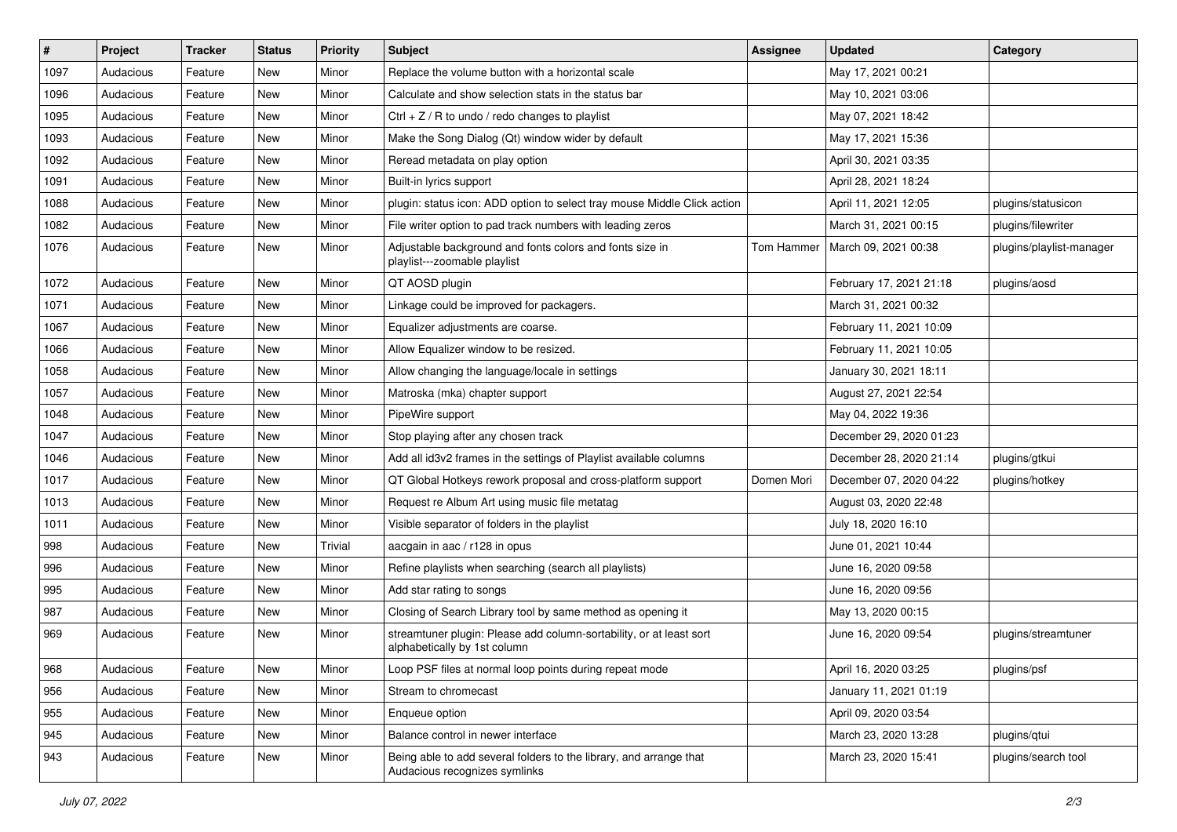| # | Project | Tracker | Status | Priority | Subject | Assignee | Updated | Category |
|---|---|---|---|---|---|---|---|---|
| 1097 | Audacious | Feature | New | Minor | Replace the volume button with a horizontal scale | | May 17, 2021 00:21 | |
| 1096 | Audacious | Feature | New | Minor | Calculate and show selection stats in the status bar | | May 10, 2021 03:06 | |
| 1095 | Audacious | Feature | New | Minor | Ctrl + Z / R to undo / redo changes to playlist | | May 07, 2021 18:42 | |
| 1093 | Audacious | Feature | New | Minor | Make the Song Dialog (Qt) window wider by default | | May 17, 2021 15:36 | |
| 1092 | Audacious | Feature | New | Minor | Reread metadata on play option | | April 30, 2021 03:35 | |
| 1091 | Audacious | Feature | New | Minor | Built-in lyrics support | | April 28, 2021 18:24 | |
| 1088 | Audacious | Feature | New | Minor | plugin: status icon: ADD option to select tray mouse Middle Click action | | April 11, 2021 12:05 | plugins/statusicon |
| 1082 | Audacious | Feature | New | Minor | File writer option to pad track numbers with leading zeros | | March 31, 2021 00:15 | plugins/filewriter |
| 1076 | Audacious | Feature | New | Minor | Adjustable background and fonts colors and fonts size in playlist---zoomable playlist | Tom Hammer | March 09, 2021 00:38 | plugins/playlist-manager |
| 1072 | Audacious | Feature | New | Minor | QT AOSD plugin | | February 17, 2021 21:18 | plugins/aosd |
| 1071 | Audacious | Feature | New | Minor | Linkage could be improved for packagers. | | March 31, 2021 00:32 | |
| 1067 | Audacious | Feature | New | Minor | Equalizer adjustments are coarse. | | February 11, 2021 10:09 | |
| 1066 | Audacious | Feature | New | Minor | Allow Equalizer window to be resized. | | February 11, 2021 10:05 | |
| 1058 | Audacious | Feature | New | Minor | Allow changing the language/locale in settings | | January 30, 2021 18:11 | |
| 1057 | Audacious | Feature | New | Minor | Matroska (mka) chapter support | | August 27, 2021 22:54 | |
| 1048 | Audacious | Feature | New | Minor | PipeWire support | | May 04, 2022 19:36 | |
| 1047 | Audacious | Feature | New | Minor | Stop playing after any chosen track | | December 29, 2020 01:23 | |
| 1046 | Audacious | Feature | New | Minor | Add all id3v2 frames in the settings of Playlist available columns | | December 28, 2020 21:14 | plugins/gtkui |
| 1017 | Audacious | Feature | New | Minor | QT Global Hotkeys rework proposal and cross-platform support | Domen Mori | December 07, 2020 04:22 | plugins/hotkey |
| 1013 | Audacious | Feature | New | Minor | Request re Album Art using music file metatag | | August 03, 2020 22:48 | |
| 1011 | Audacious | Feature | New | Minor | Visible separator of folders in the playlist | | July 18, 2020 16:10 | |
| 998 | Audacious | Feature | New | Trivial | aacgain in aac / r128 in opus | | June 01, 2021 10:44 | |
| 996 | Audacious | Feature | New | Minor | Refine playlists when searching (search all playlists) | | June 16, 2020 09:58 | |
| 995 | Audacious | Feature | New | Minor | Add star rating to songs | | June 16, 2020 09:56 | |
| 987 | Audacious | Feature | New | Minor | Closing of Search Library tool by same method as opening it | | May 13, 2020 00:15 | |
| 969 | Audacious | Feature | New | Minor | streamtuner plugin: Please add column-sortability, or at least sort alphabetically by 1st column | | June 16, 2020 09:54 | plugins/streamtuner |
| 968 | Audacious | Feature | New | Minor | Loop PSF files at normal loop points during repeat mode | | April 16, 2020 03:25 | plugins/psf |
| 956 | Audacious | Feature | New | Minor | Stream to chromecast | | January 11, 2021 01:19 | |
| 955 | Audacious | Feature | New | Minor | Enqueue option | | April 09, 2020 03:54 | |
| 945 | Audacious | Feature | New | Minor | Balance control in newer interface | | March 23, 2020 13:28 | plugins/qtui |
| 943 | Audacious | Feature | New | Minor | Being able to add several folders to the library, and arrange that Audacious recognizes symlinks | | March 23, 2020 15:41 | plugins/search tool |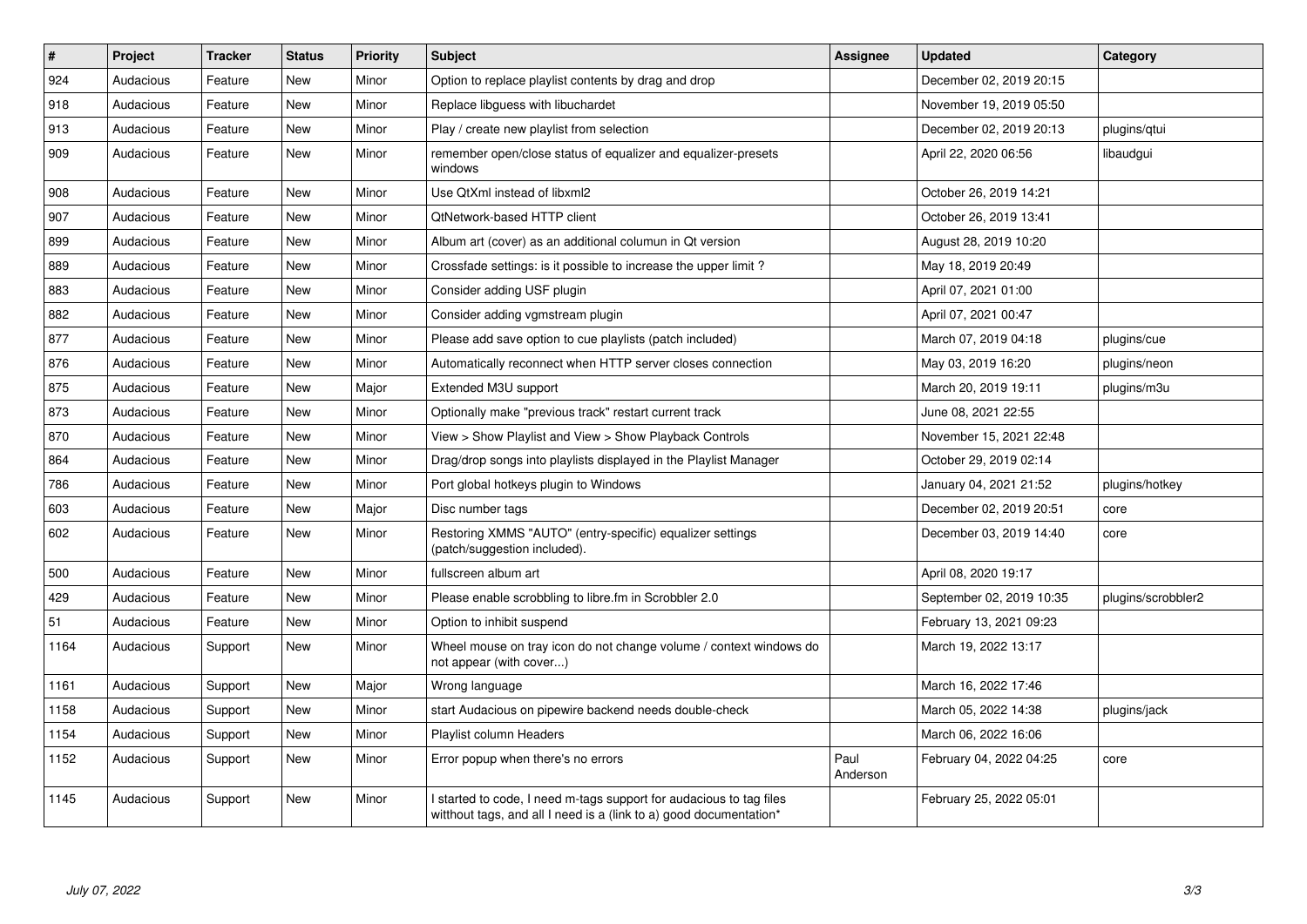| # | Project | Tracker | Status | Priority | Subject | Assignee | Updated | Category |
|---|---|---|---|---|---|---|---|---|
| 924 | Audacious | Feature | New | Minor | Option to replace playlist contents by drag and drop | | December 02, 2019 20:15 | |
| 918 | Audacious | Feature | New | Minor | Replace libguess with libuchardet | | November 19, 2019 05:50 | |
| 913 | Audacious | Feature | New | Minor | Play / create new playlist from selection | | December 02, 2019 20:13 | plugins/qtui |
| 909 | Audacious | Feature | New | Minor | remember open/close status of equalizer and equalizer-presets windows | | April 22, 2020 06:56 | libaudgui |
| 908 | Audacious | Feature | New | Minor | Use QtXml instead of libxml2 | | October 26, 2019 14:21 | |
| 907 | Audacious | Feature | New | Minor | QtNetwork-based HTTP client | | October 26, 2019 13:41 | |
| 899 | Audacious | Feature | New | Minor | Album art (cover) as an additional columun in Qt version | | August 28, 2019 10:20 | |
| 889 | Audacious | Feature | New | Minor | Crossfade settings: is it possible to increase the upper limit ? | | May 18, 2019 20:49 | |
| 883 | Audacious | Feature | New | Minor | Consider adding USF plugin | | April 07, 2021 01:00 | |
| 882 | Audacious | Feature | New | Minor | Consider adding vgmstream plugin | | April 07, 2021 00:47 | |
| 877 | Audacious | Feature | New | Minor | Please add save option to cue playlists (patch included) | | March 07, 2019 04:18 | plugins/cue |
| 876 | Audacious | Feature | New | Minor | Automatically reconnect when HTTP server closes connection | | May 03, 2019 16:20 | plugins/neon |
| 875 | Audacious | Feature | New | Major | Extended M3U support | | March 20, 2019 19:11 | plugins/m3u |
| 873 | Audacious | Feature | New | Minor | Optionally make "previous track" restart current track | | June 08, 2021 22:55 | |
| 870 | Audacious | Feature | New | Minor | View > Show Playlist and View > Show Playback Controls | | November 15, 2021 22:48 | |
| 864 | Audacious | Feature | New | Minor | Drag/drop songs into playlists displayed in the Playlist Manager | | October 29, 2019 02:14 | |
| 786 | Audacious | Feature | New | Minor | Port global hotkeys plugin to Windows | | January 04, 2021 21:52 | plugins/hotkey |
| 603 | Audacious | Feature | New | Major | Disc number tags | | December 02, 2019 20:51 | core |
| 602 | Audacious | Feature | New | Minor | Restoring XMMS "AUTO" (entry-specific) equalizer settings (patch/suggestion included). | | December 03, 2019 14:40 | core |
| 500 | Audacious | Feature | New | Minor | fullscreen album art | | April 08, 2020 19:17 | |
| 429 | Audacious | Feature | New | Minor | Please enable scrobbling to libre.fm in Scrobbler 2.0 | | September 02, 2019 10:35 | plugins/scrobbler2 |
| 51 | Audacious | Feature | New | Minor | Option to inhibit suspend | | February 13, 2021 09:23 | |
| 1164 | Audacious | Support | New | Minor | Wheel mouse on tray icon do not change volume / context windows do not appear (with cover...) | | March 19, 2022 13:17 | |
| 1161 | Audacious | Support | New | Major | Wrong language | | March 16, 2022 17:46 | |
| 1158 | Audacious | Support | New | Minor | start Audacious on pipewire backend needs double-check | | March 05, 2022 14:38 | plugins/jack |
| 1154 | Audacious | Support | New | Minor | Playlist column Headers | | March 06, 2022 16:06 | |
| 1152 | Audacious | Support | New | Minor | Error popup when there's no errors | Paul Anderson | February 04, 2022 04:25 | core |
| 1145 | Audacious | Support | New | Minor | I started to code, I need m-tags support for audacious to tag files witthout tags, and all I need is a (link to a) good documentation* | | February 25, 2022 05:01 | |

*July 07, 2022*